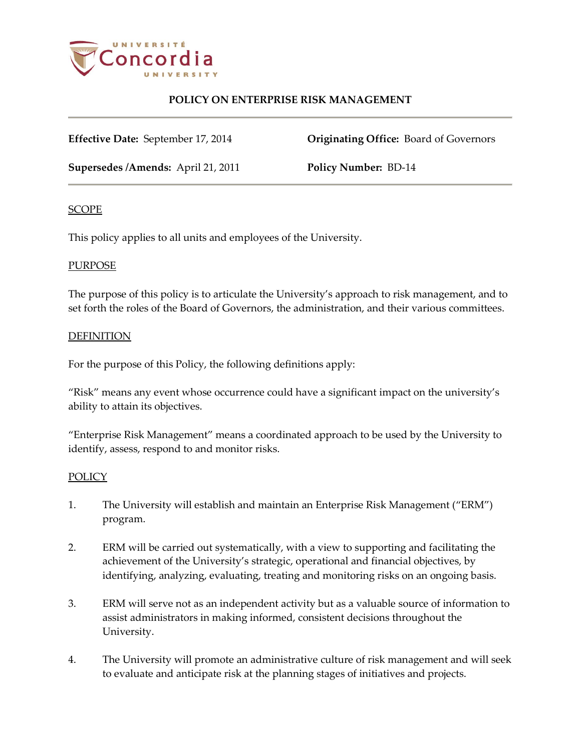Université Concordia University

# POLICY ON ENTERPRISE RISK MANAGEMENT

**Effective Date:** September 17, 2014 **Originating Office:** Board of Governors

**Supersedes /Amends:** April 21, 2011 **Policy Number:** BD-14

## SCOPE

This policy applies to all units and employees of the University.

## PURPOSE

The purpose of this policy is to articulate the University's approach to risk management, and to set forth the roles of the Board of Governors, the administration, and their various committees.

## DEFINITION

For the purpose of this Policy, the following definitions apply:

"Risk" means any event whose occurrence could have a significant impact on the university's ability to attain its objectives.

"Enterprise Risk Management" means a coordinated approach to be used by the University to identify, assess, respond to and monitor risks.

## POLICY

1. The University will establish and maintain an Enterprise Risk Management ("ERM") program.

2. ERM will be carried out systematically, with a view to supporting and facilitating the achievement of the University's strategic, operational and financial objectives, by identifying, analyzing, evaluating, treating and monitoring risks on an ongoing basis.

3. ERM will serve not as an independent activity but as a valuable source of information to assist administrators in making informed, consistent decisions throughout the University.

4. The University will promote an administrative culture of risk management and will seek to evaluate and anticipate risk at the planning stages of initiatives and projects.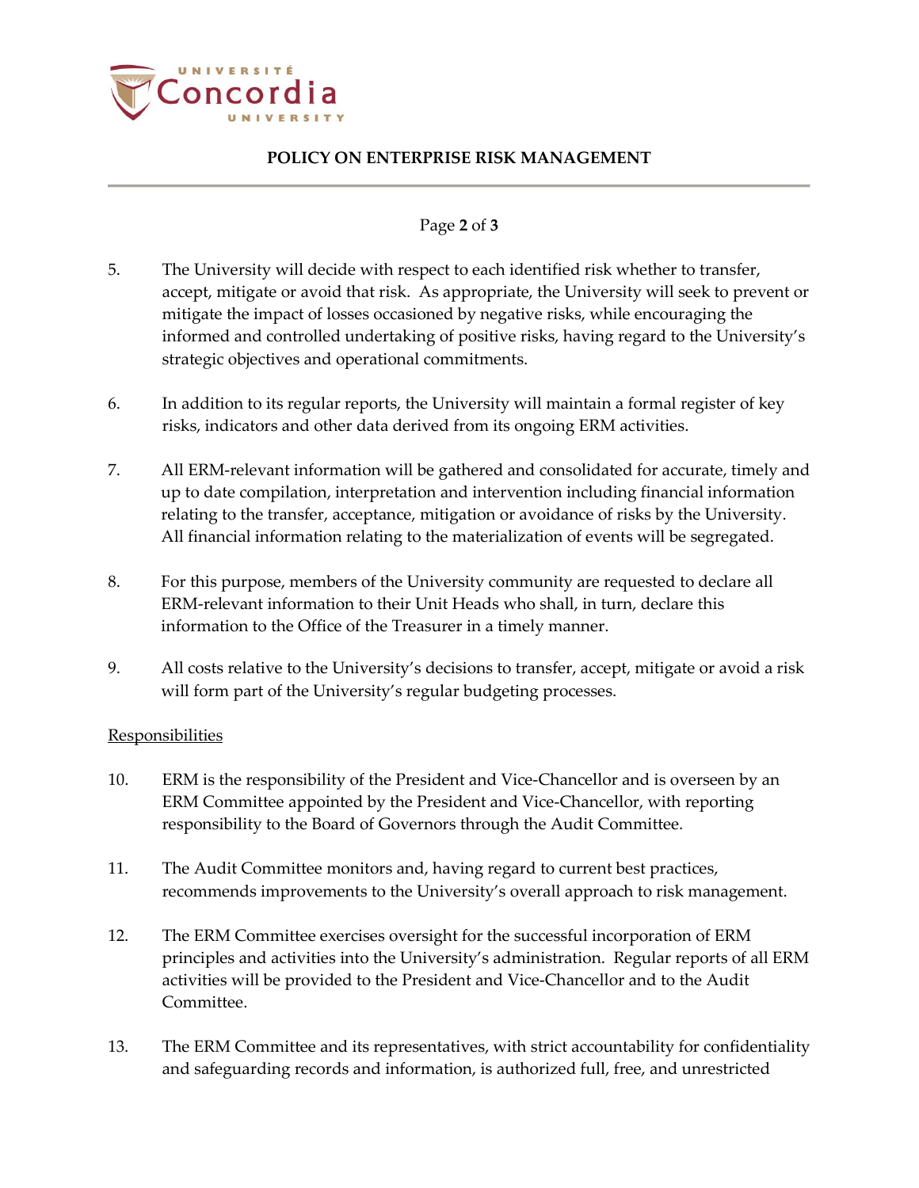5. The University will decide with respect to each identified risk whether to transfer, accept, mitigate or avoid that risk. As appropriate, the University will seek to prevent or mitigate the impact of losses occasioned by negative risks, while encouraging the informed and controlled undertaking of positive risks, having regard to the University's strategic objectives and operational commitments.

6. In addition to its regular reports, the University will maintain a formal register of key risks, indicators and other data derived from its ongoing ERM activities.

7. All ERM-relevant information will be gathered and consolidated for accurate, timely and up to date compilation, interpretation and intervention including financial information relating to the transfer, acceptance, mitigation or avoidance of risks by the University. All financial information relating to the materialization of events will be segregated.

8. For this purpose, members of the University community are requested to declare all ERM-relevant information to their Unit Heads who shall, in turn, declare this information to the Office of the Treasurer in a timely manner.

9. All costs relative to the University's decisions to transfer, accept, mitigate or avoid a risk will form part of the University's regular budgeting processes.

<u>Responsibilities</u>

10. ERM is the responsibility of the President and Vice-Chancellor and is overseen by an ERM Committee appointed by the President and Vice-Chancellor, with reporting responsibility to the Board of Governors through the Audit Committee.

11. The Audit Committee monitors and, having regard to current best practices, recommends improvements to the University's overall approach to risk management.

12. The ERM Committee exercises oversight for the successful incorporation of ERM principles and activities into the University's administration. Regular reports of all ERM activities will be provided to the President and Vice-Chancellor and to the Audit Committee.

13. The ERM Committee and its representatives, with strict accountability for confidentiality and safeguarding records and information, is authorized full, free, and unrestricted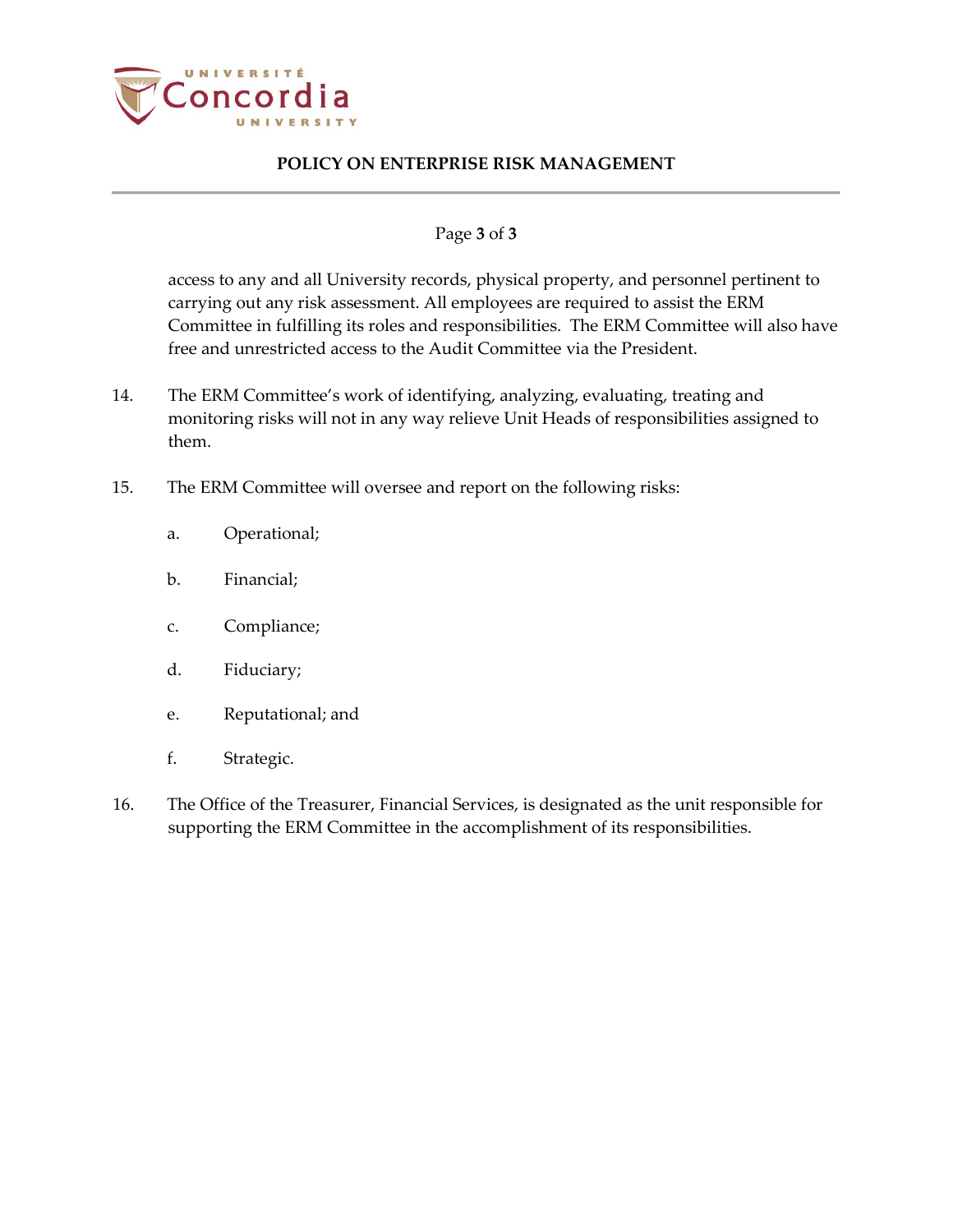access to any and all University records, physical property, and personnel pertinent to carrying out any risk assessment. All employees are required to assist the ERM Committee in fulfilling its roles and responsibilities. The ERM Committee will also have free and unrestricted access to the Audit Committee via the President.

14. The ERM Committee's work of identifying, analyzing, evaluating, treating and monitoring risks will not in any way relieve Unit Heads of responsibilities assigned to them.

15. The ERM Committee will oversee and report on the following risks:

    a. Operational;

    b. Financial;

    c. Compliance;

    d. Fiduciary;

    e. Reputational; and

    f. Strategic.

16. The Office of the Treasurer, Financial Services, is designated as the unit responsible for supporting the ERM Committee in the accomplishment of its responsibilities.